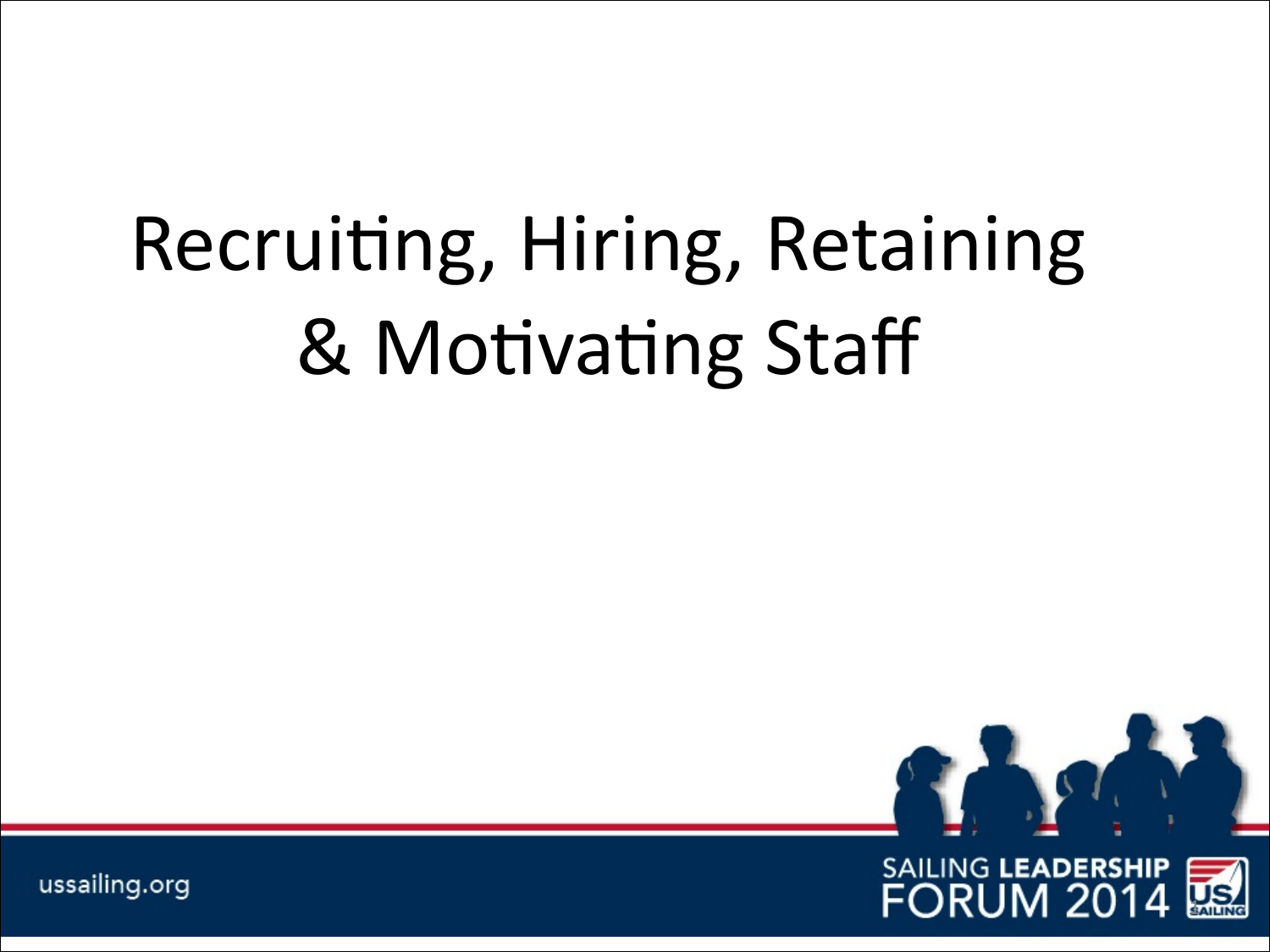# Recruiting, Hiring, Retaining & Motivating Staff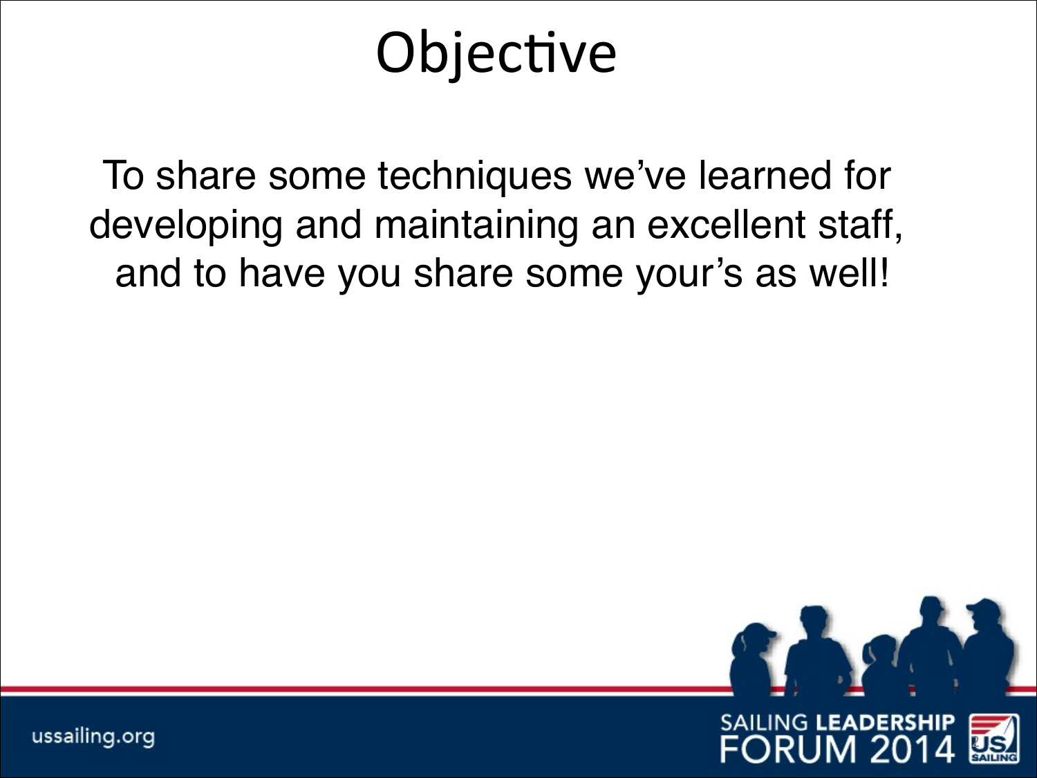# Objective

To share some techniques we've learned for developing and maintaining an excellent staff, and to have you share some your's as well!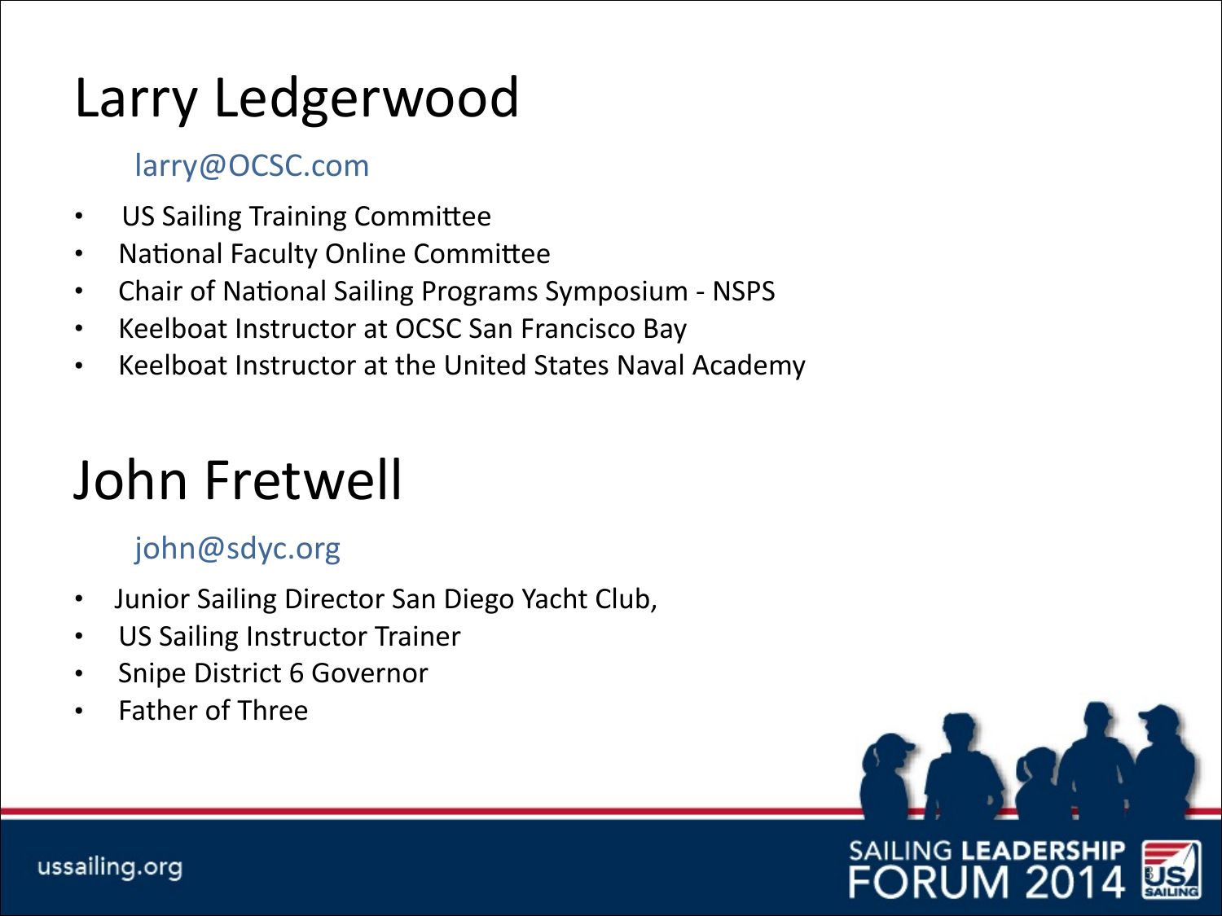# Larry Ledgerwood

larry@OCSC.com

- US Sailing Training Committee
- National Faculty Online Committee
- Chair of National Sailing Programs Symposium - NSPS
- Keelboat Instructor at OCSC San Francisco Bay
- Keelboat Instructor at the United States Naval Academy

# John Fretwell

john@sdyc.org

- Junior Sailing Director San Diego Yacht Club,
- US Sailing Instructor Trainer
- Snipe District 6 Governor
- Father of Three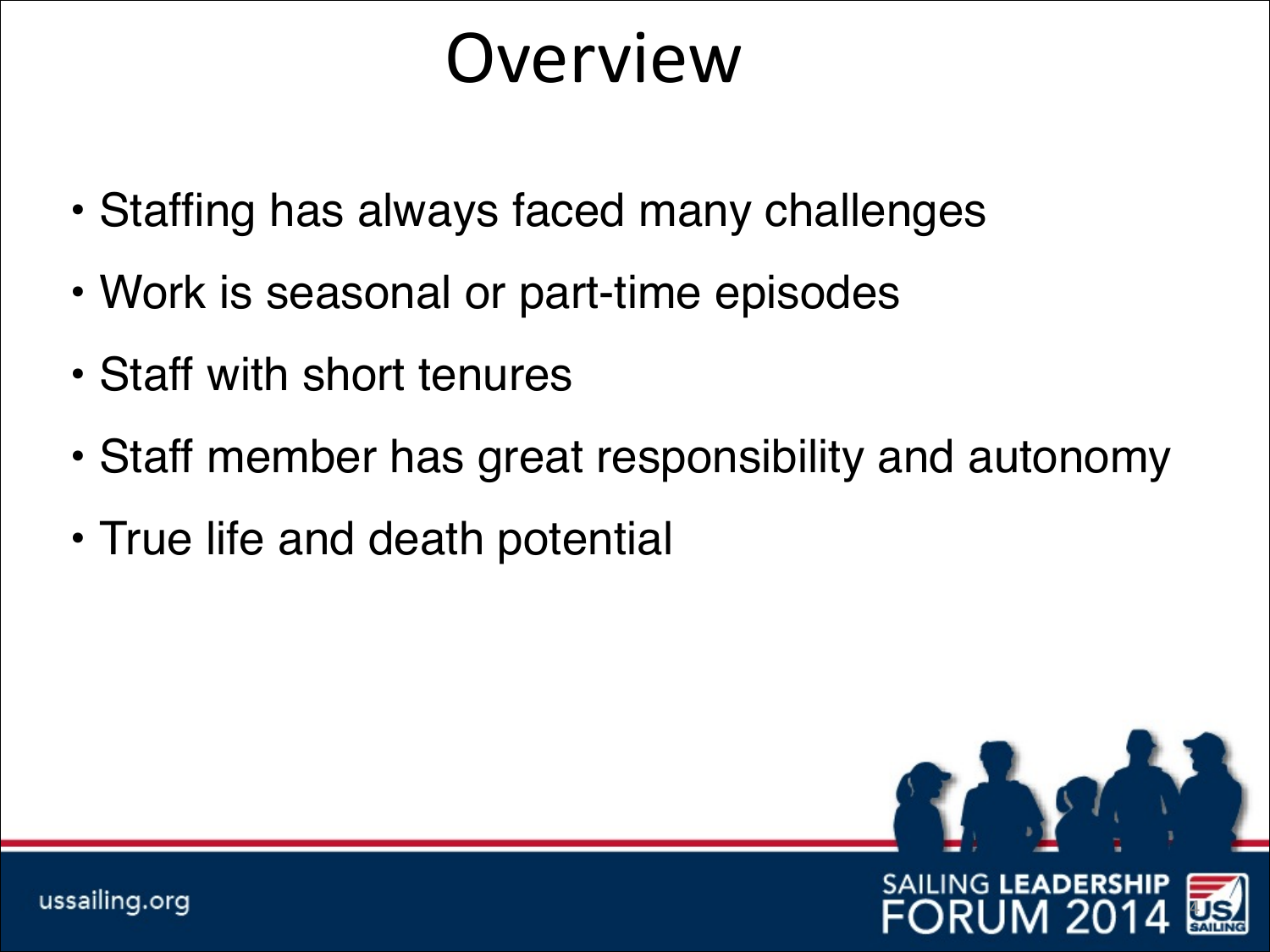# Overview

- Staffing has always faced many challenges
- Work is seasonal or part-time episodes
- Staff with short tenures
- Staff member has great responsibility and autonomy
- True life and death potential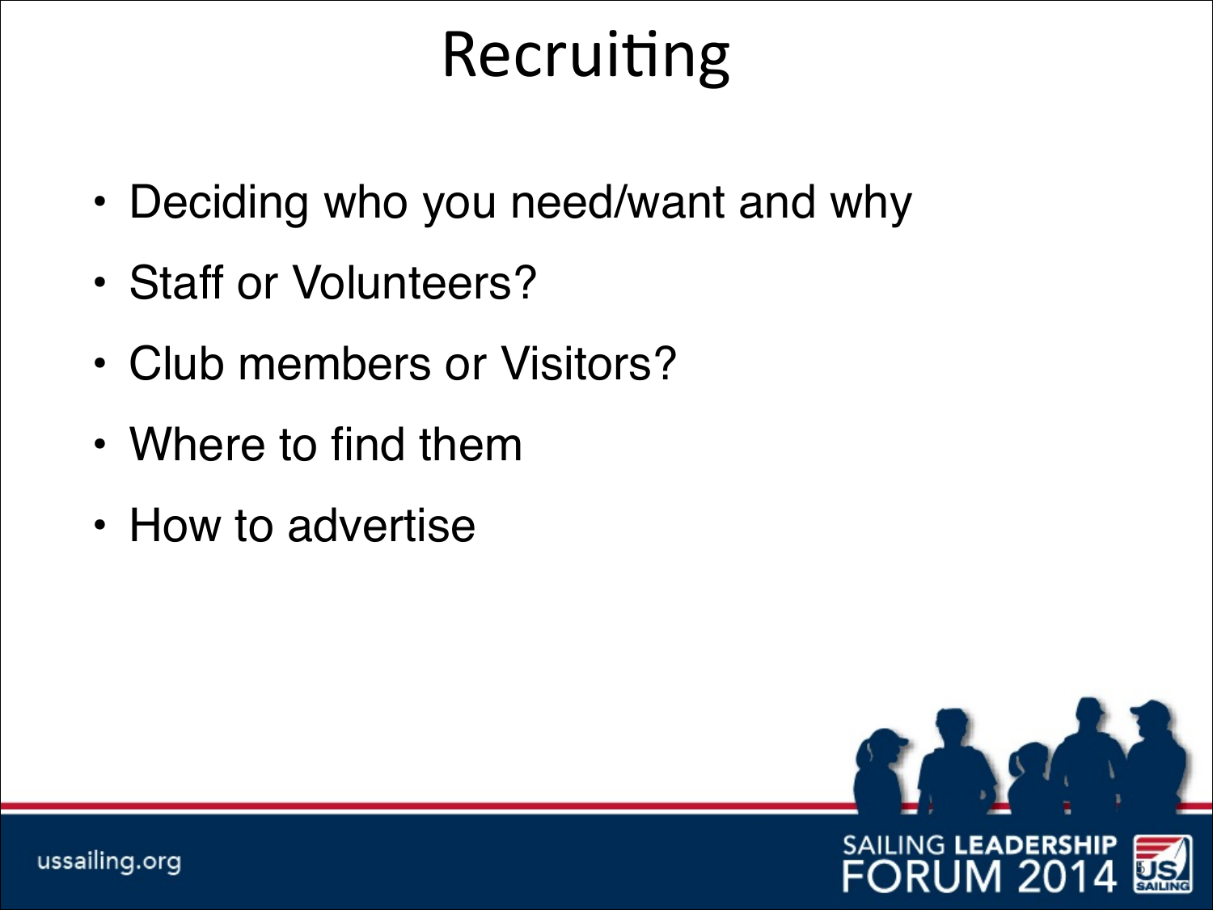# Recruiting

- Deciding who you need/want and why
- Staff or Volunteers?
- Club members or Visitors?
- Where to find them
- How to advertise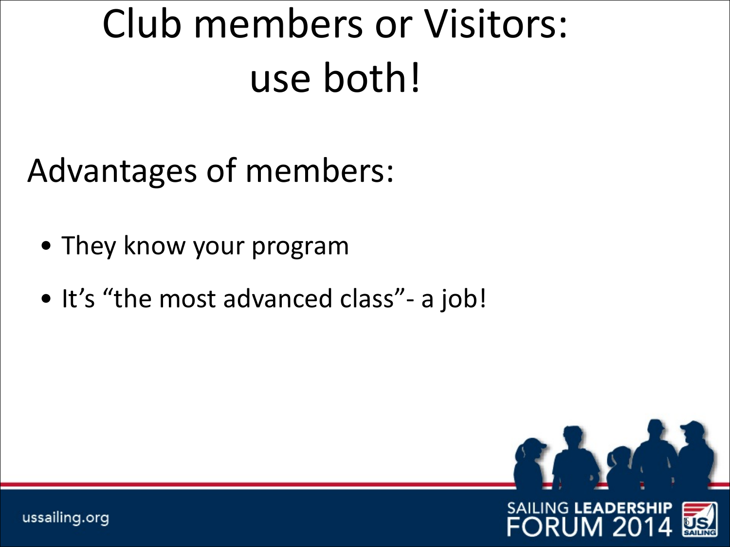# Club members or Visitors: use both!

## Advantages of members:

- They know your program
- It's "the most advanced class"- a job!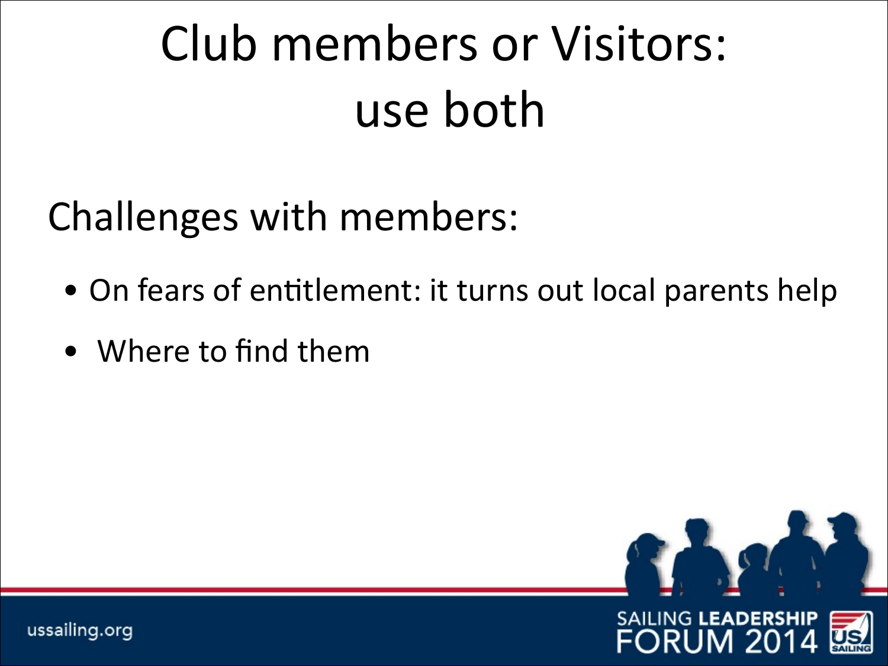# Club members or Visitors: use both

## Challenges with members:

- On fears of entitlement: it turns out local parents help
- Where to find them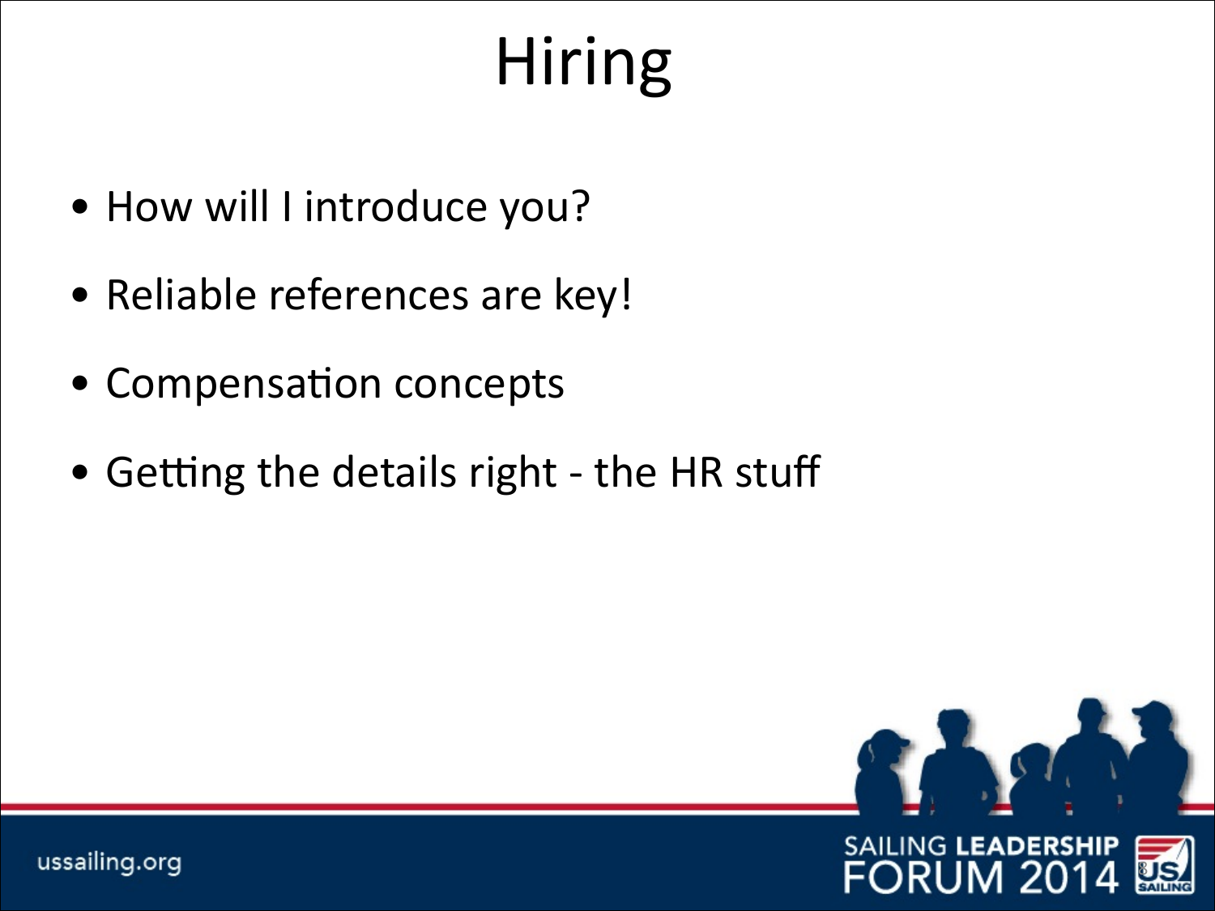# Hiring

- How will I introduce you?
- Reliable references are key!
- Compensation concepts
- Getting the details right - the HR stuff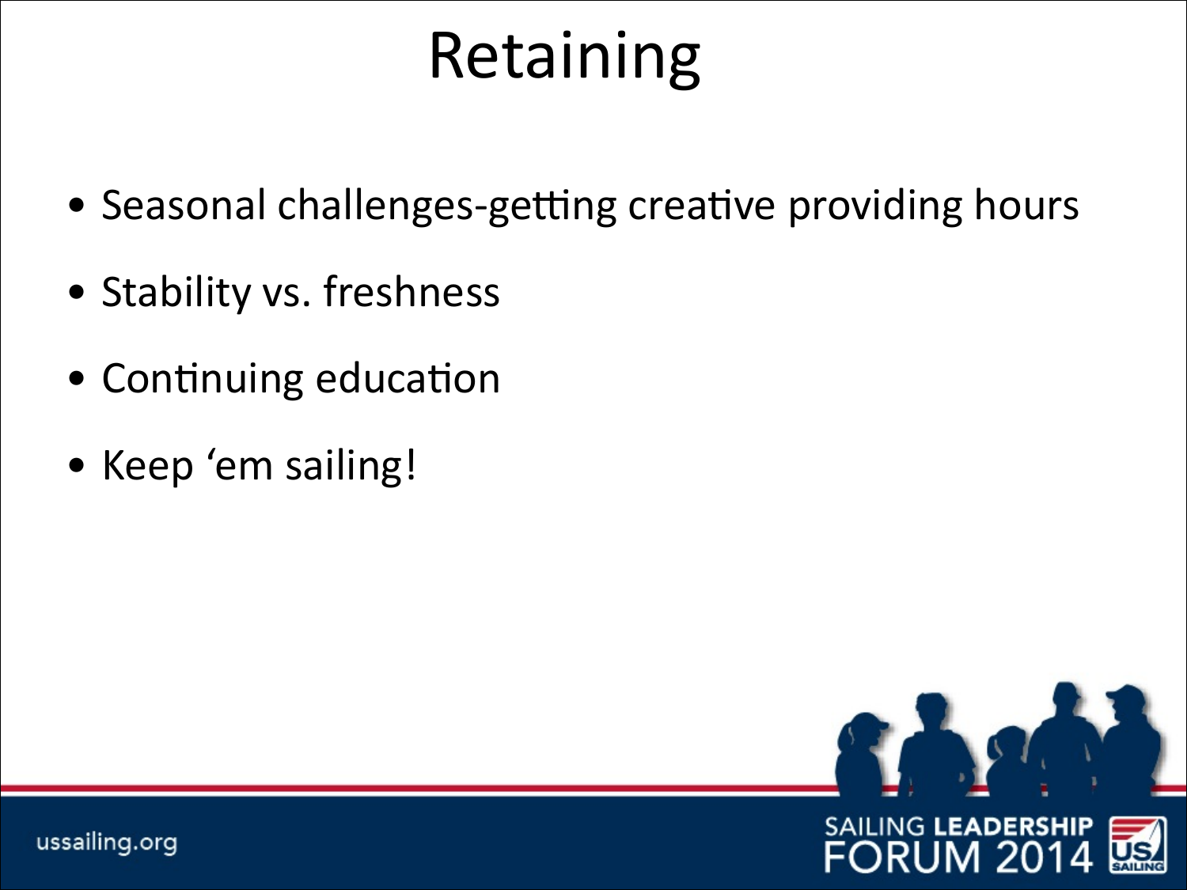# Retaining

- Seasonal challenges-getting creative providing hours
- Stability vs. freshness
- Continuing education
- Keep ‘em sailing!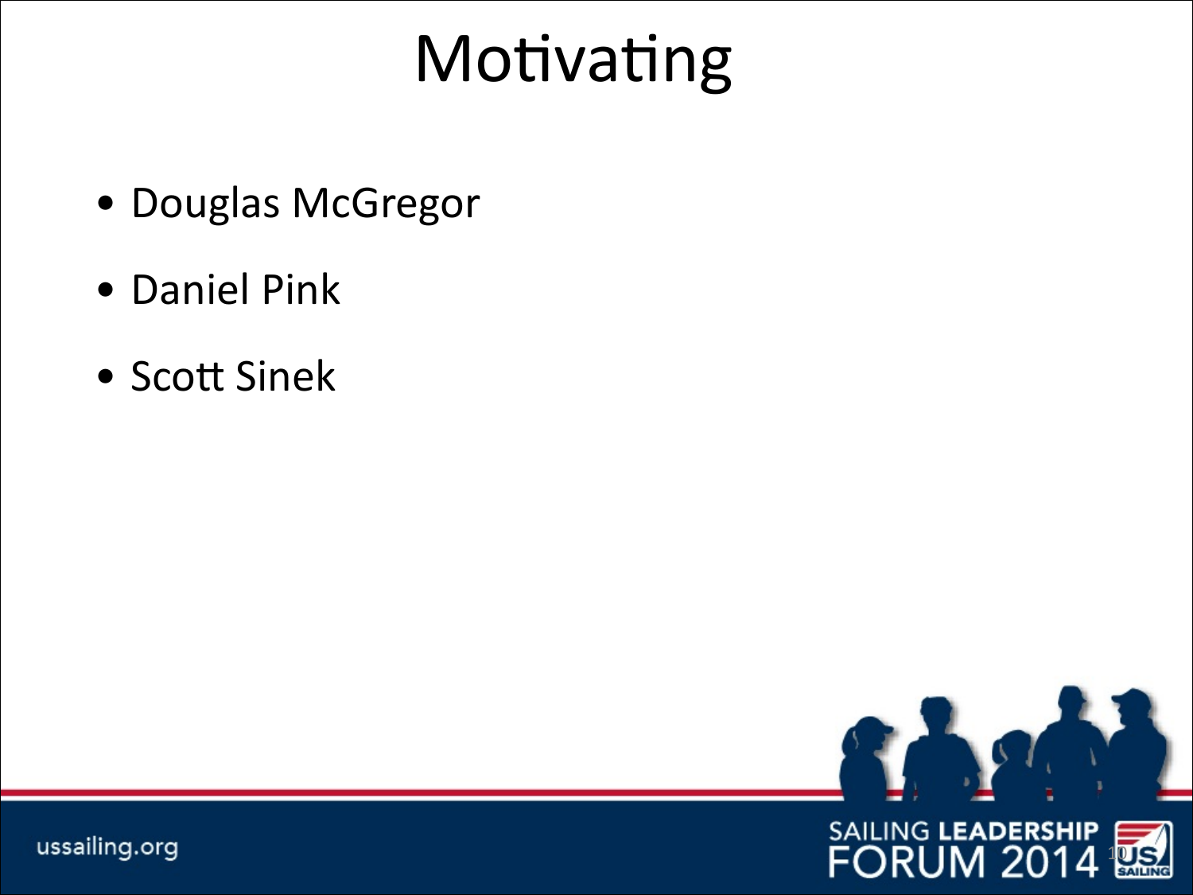# Motivating

- Douglas McGregor
- Daniel Pink
- Scott Sinek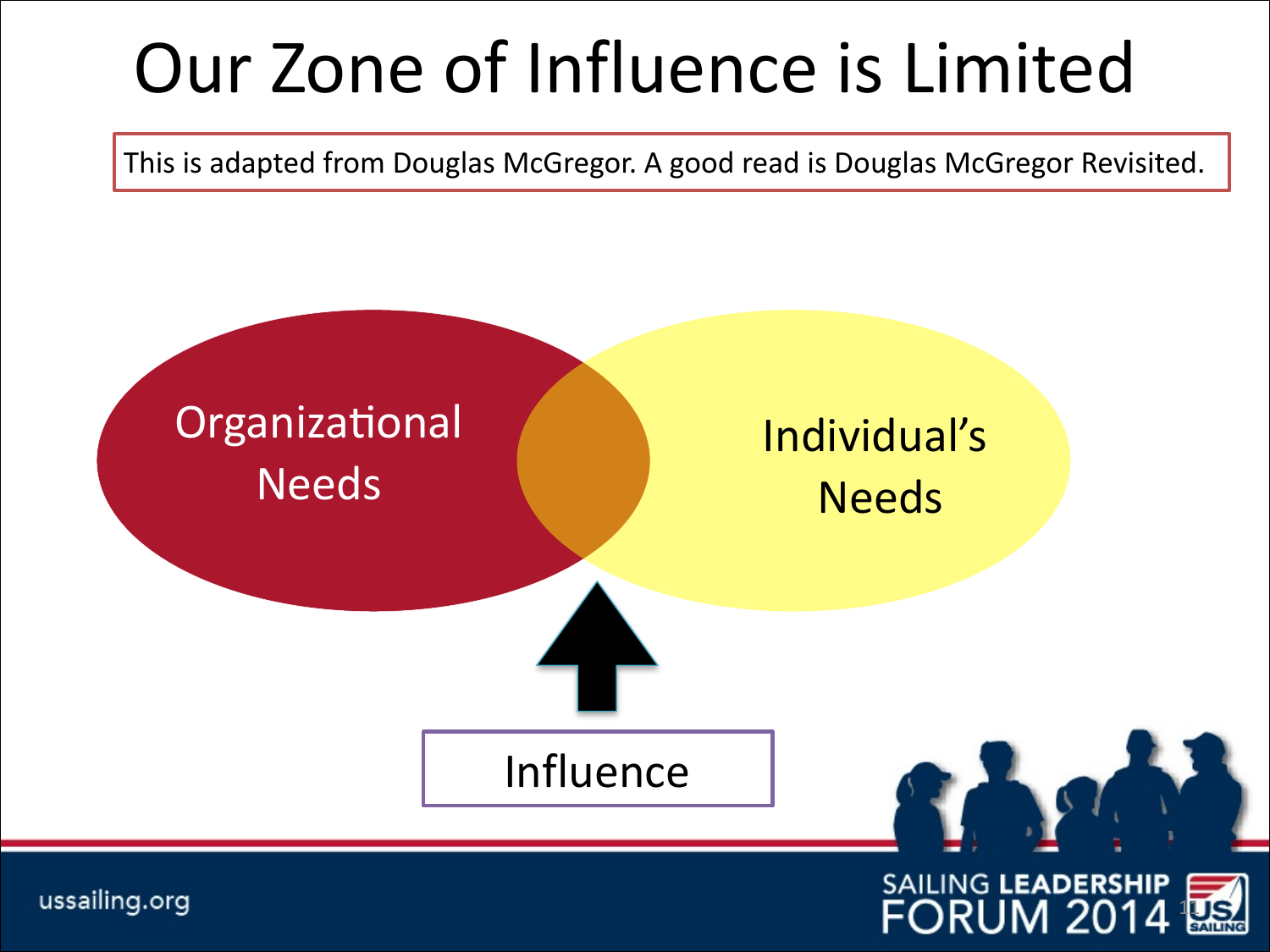# Our Zone of Influence is Limited

This is adapted from Douglas McGregor. A good read is Douglas McGregor Revisited.

Organizational Needs

Individual's Needs

Influence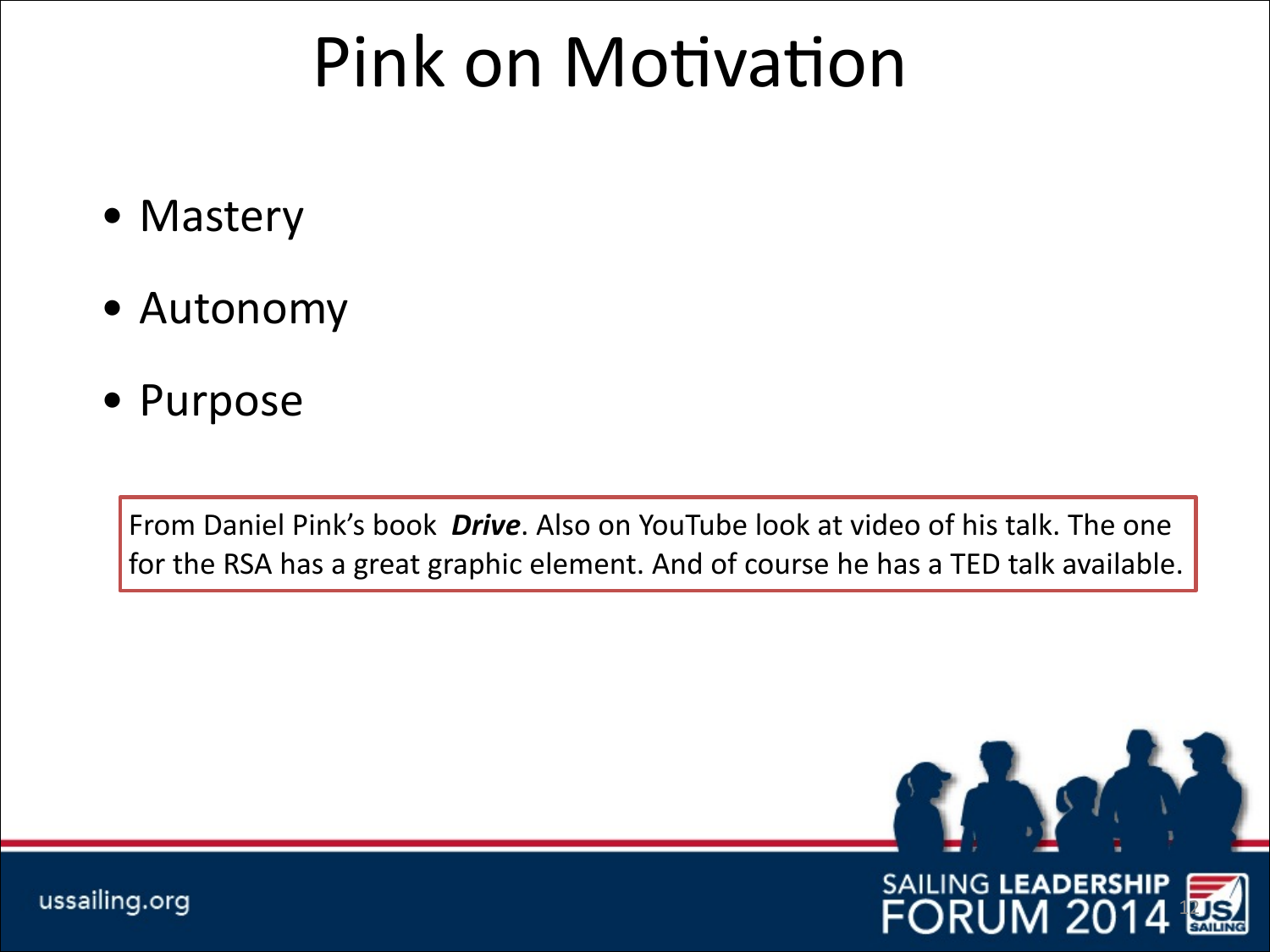# Pink on Motivation

- Mastery
- Autonomy
- Purpose

From Daniel Pink's book ***Drive***. Also on YouTube look at video of his talk. The one for the RSA has a great graphic element. And of course he has a TED talk available.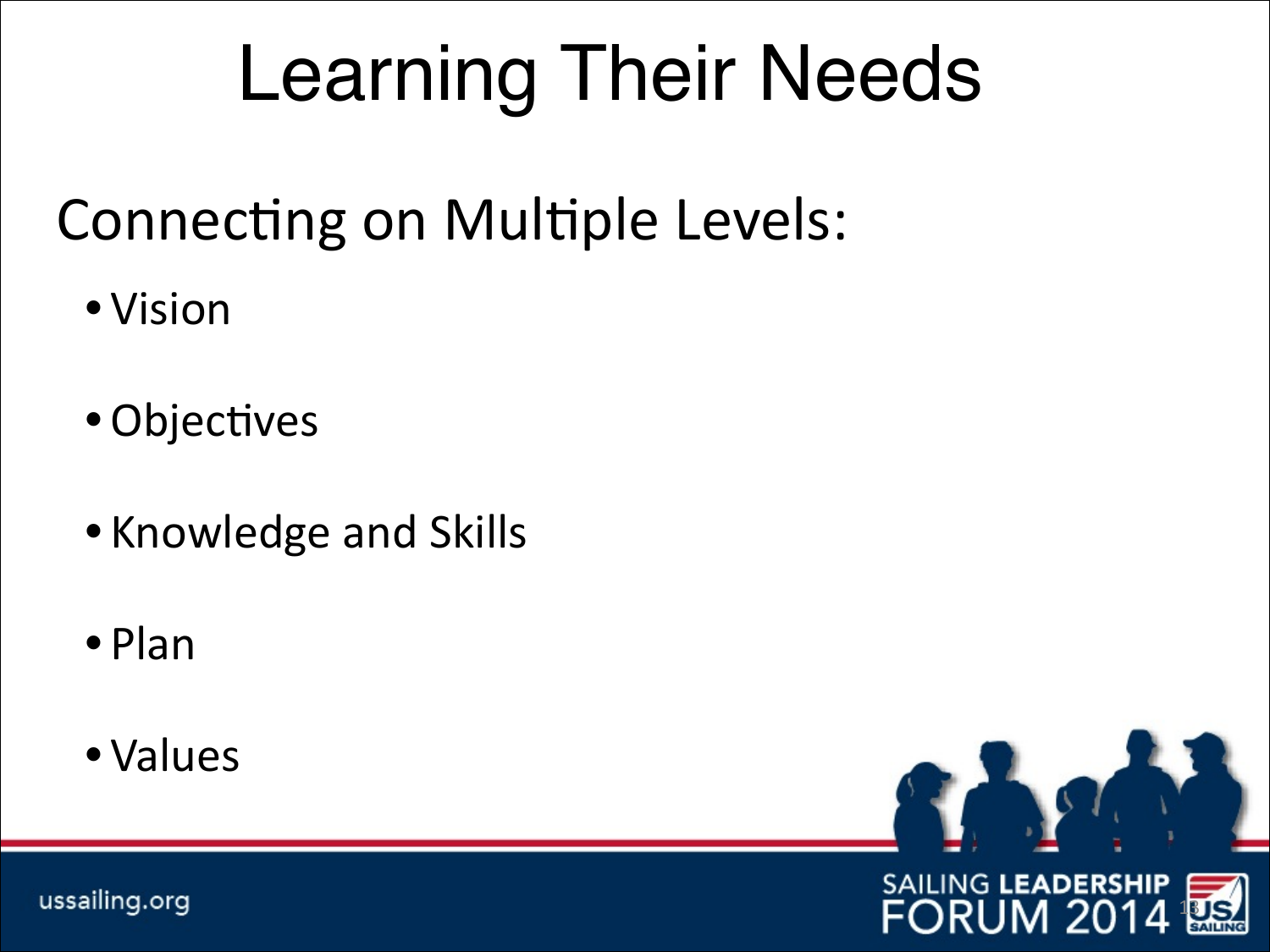# Learning Their Needs

## Connecting on Multiple Levels:

- Vision
- Objectives
- Knowledge and Skills
- Plan
- Values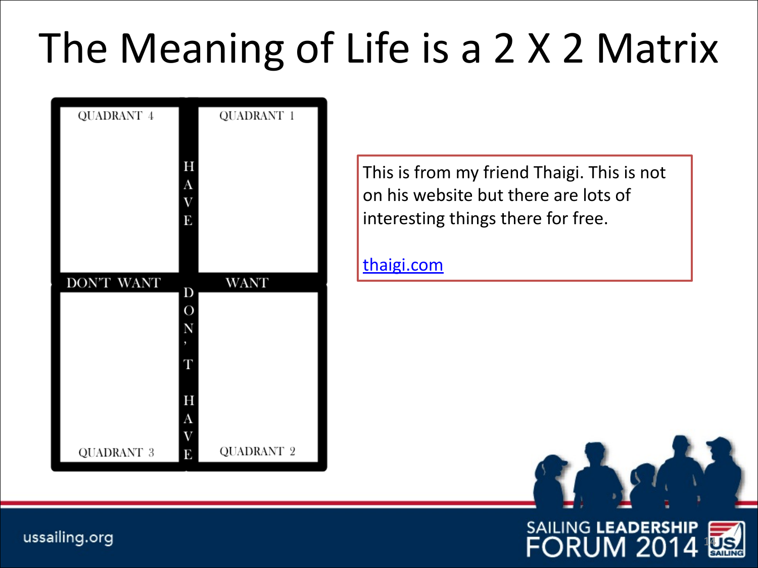# The Meaning of Life is a 2 X 2 Matrix

| | DON'T WANT | WANT |
|---|---|---|
| **HAVE** | QUADRANT 4 | QUADRANT 1 |
| **DON'T HAVE** | QUADRANT 3 | QUADRANT 2 |

This is from my friend Thaigi. This is not on his website but there are lots of interesting things there for free.

[thaigi.com](thaigi.com)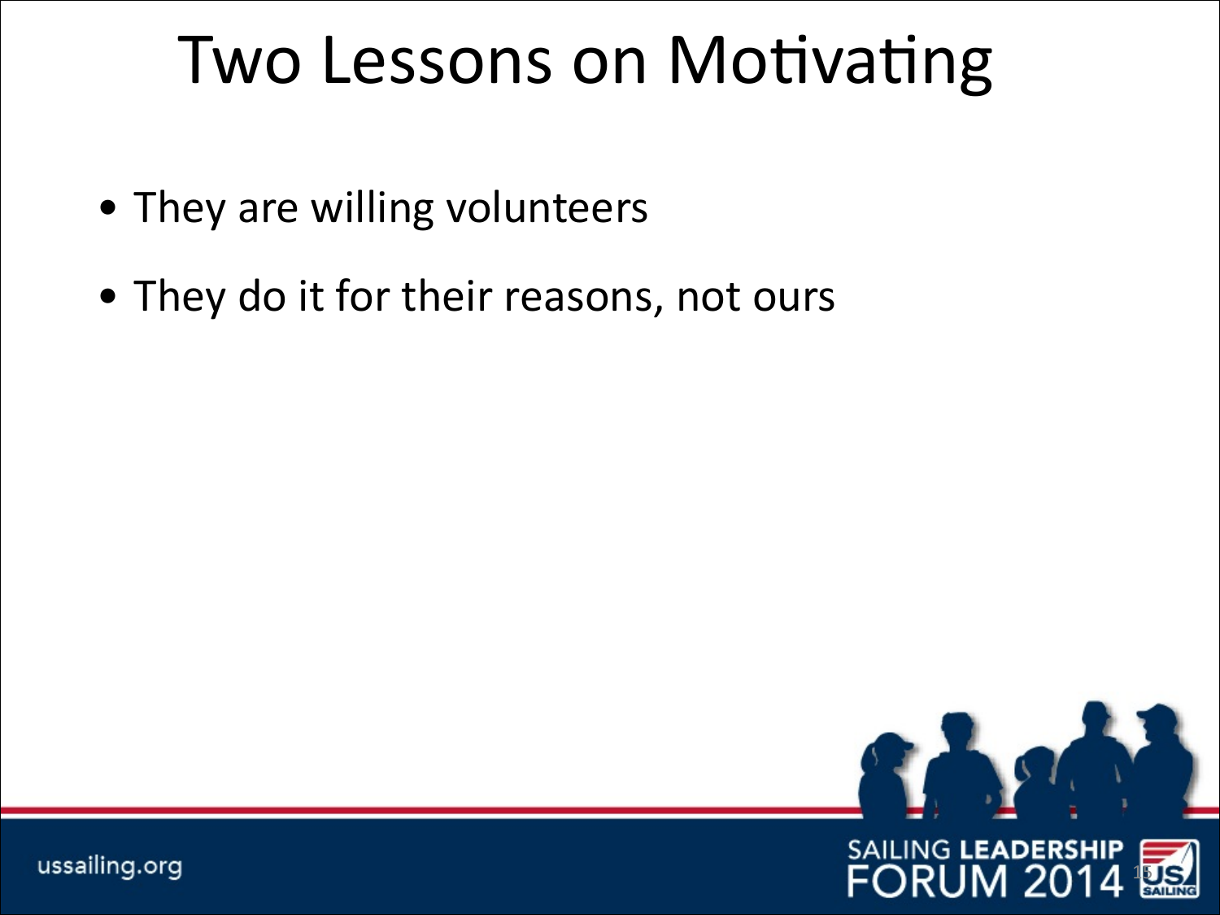# Two Lessons on Motivating

- They are willing volunteers
- They do it for their reasons, not ours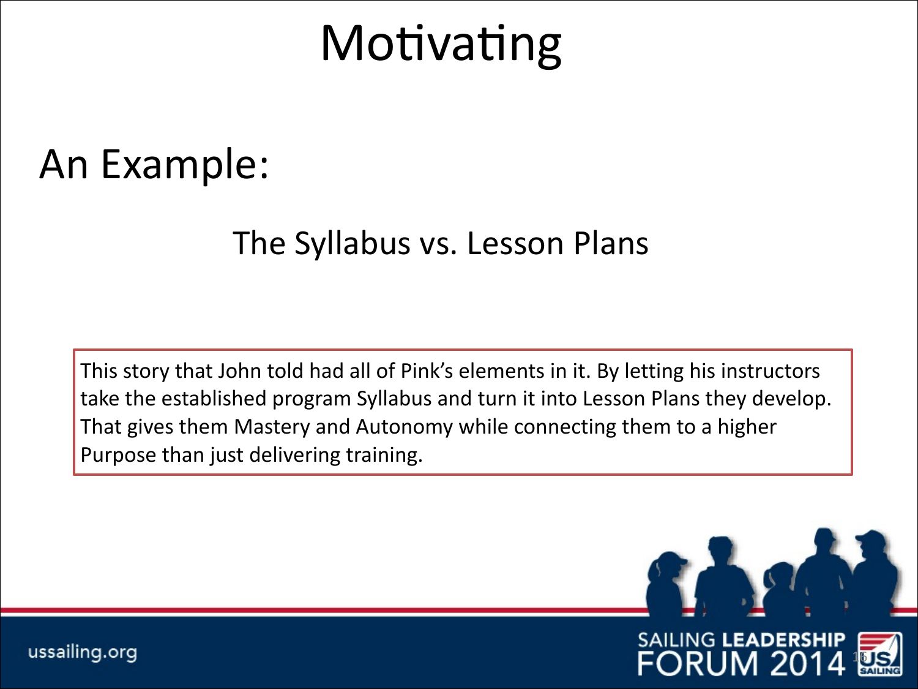# Motivating

## An Example:

### The Syllabus vs. Lesson Plans

This story that John told had all of Pink's elements in it. By letting his instructors take the established program Syllabus and turn it into Lesson Plans they develop. That gives them Mastery and Autonomy while connecting them to a higher Purpose than just delivering training.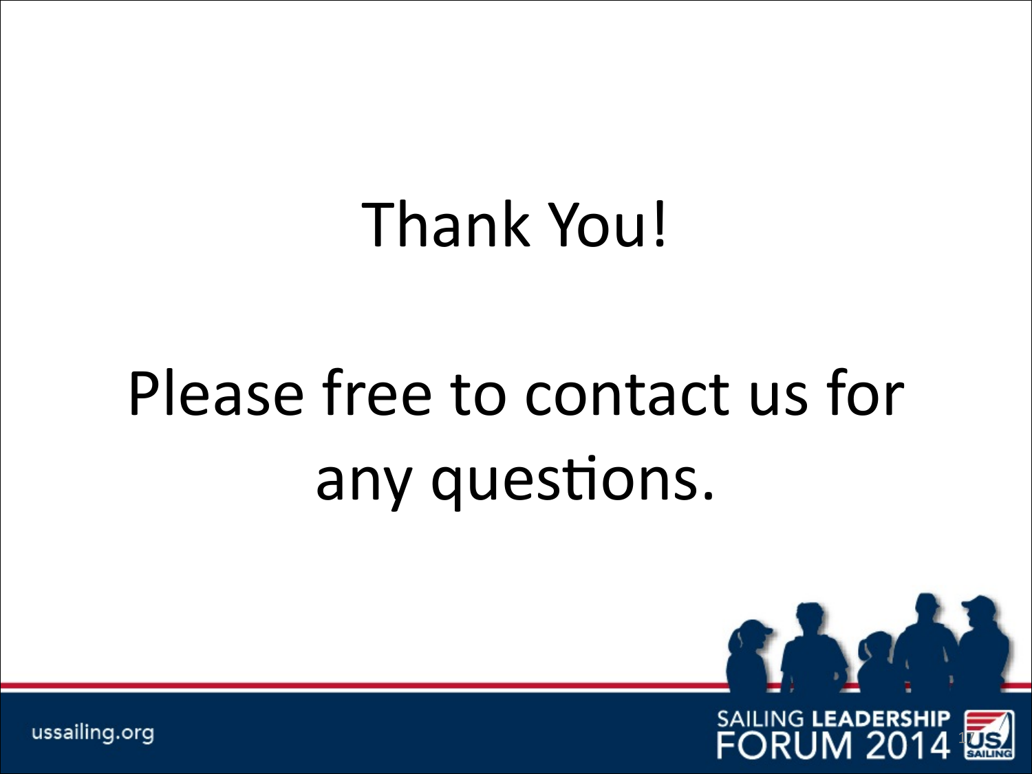# Thank You!

Please free to contact us for any questions.